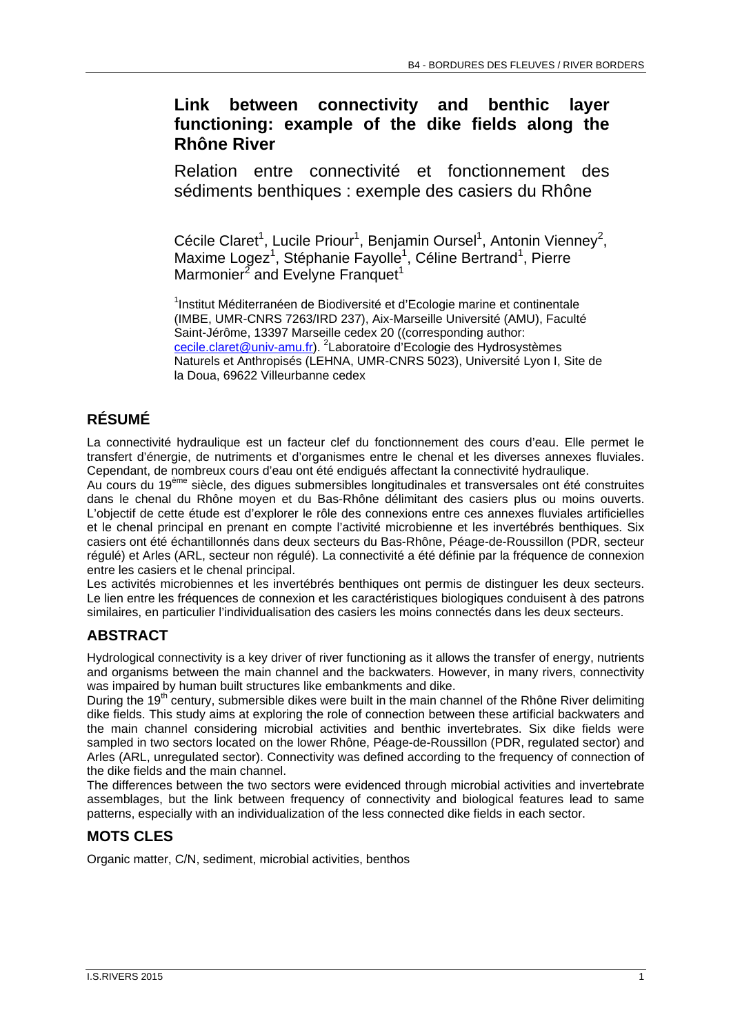# Link between connectivity and benthic layer functioning: example of the dike fields along the Rhône River

## Relation entre connectivité et fonctionnement des sédiments benthiques : exemple des casiers du Rhône

Cécile Claret[1], Lucile Priour[1], Benjamin Oursel[1], Antonin Vienney[2], Maxime Logez[1], Stéphanie Fayolle[1], Céline Bertrand[1], Pierre Marmonier[2] and Evelyne Franquet[1]

[1]Institut Méditerranéen de Biodiversité et d'Ecologie marine et continentale (IMBE, UMR-CNRS 7263/IRD 237), Aix-Marseille Université (AMU), Faculté Saint-Jérôme, 13397 Marseille cedex 20 ((corresponding author: cecile.claret@univ-amu.fr). [2]Laboratoire d'Ecologie des Hydrosystèmes Naturels et Anthropisés (LEHNA, UMR-CNRS 5023), Université Lyon I, Site de la Doua, 69622 Villeurbanne cedex

## RÉSUMÉ

La connectivité hydraulique est un facteur clef du fonctionnement des cours d'eau. Elle permet le transfert d'énergie, de nutriments et d'organismes entre le chenal et les diverses annexes fluviales. Cependant, de nombreux cours d'eau ont été endigués affectant la connectivité hydraulique.

Au cours du 19$^{ème}$ siècle, des digues submersibles longitudinales et transversales ont été construites dans le chenal du Rhône moyen et du Bas-Rhône délimitant des casiers plus ou moins ouverts. L'objectif de cette étude est d'explorer le rôle des connexions entre ces annexes fluviales artificielles et le chenal principal en prenant en compte l'activité microbienne et les invertébrés benthiques. Six casiers ont été échantillonnés dans deux secteurs du Bas-Rhône, Péage-de-Roussillon (PDR, secteur régulé) et Arles (ARL, secteur non régulé). La connectivité a été définie par la fréquence de connexion entre les casiers et le chenal principal.

Les activités microbiennes et les invertébrés benthiques ont permis de distinguer les deux secteurs. Le lien entre les fréquences de connexion et les caractéristiques biologiques conduisent à des patrons similaires, en particulier l'individualisation des casiers les moins connectés dans les deux secteurs.

## ABSTRACT

Hydrological connectivity is a key driver of river functioning as it allows the transfer of energy, nutrients and organisms between the main channel and the backwaters. However, in many rivers, connectivity was impaired by human built structures like embankments and dike.

During the 19$^{th}$ century, submersible dikes were built in the main channel of the Rhône River delimiting dike fields. This study aims at exploring the role of connection between these artificial backwaters and the main channel considering microbial activities and benthic invertebrates. Six dike fields were sampled in two sectors located on the lower Rhône, Péage-de-Roussillon (PDR, regulated sector) and Arles (ARL, unregulated sector). Connectivity was defined according to the frequency of connection of the dike fields and the main channel.

The differences between the two sectors were evidenced through microbial activities and invertebrate assemblages, but the link between frequency of connectivity and biological features lead to same patterns, especially with an individualization of the less connected dike fields in each sector.

## MOTS CLES

Organic matter, C/N, sediment, microbial activities, benthos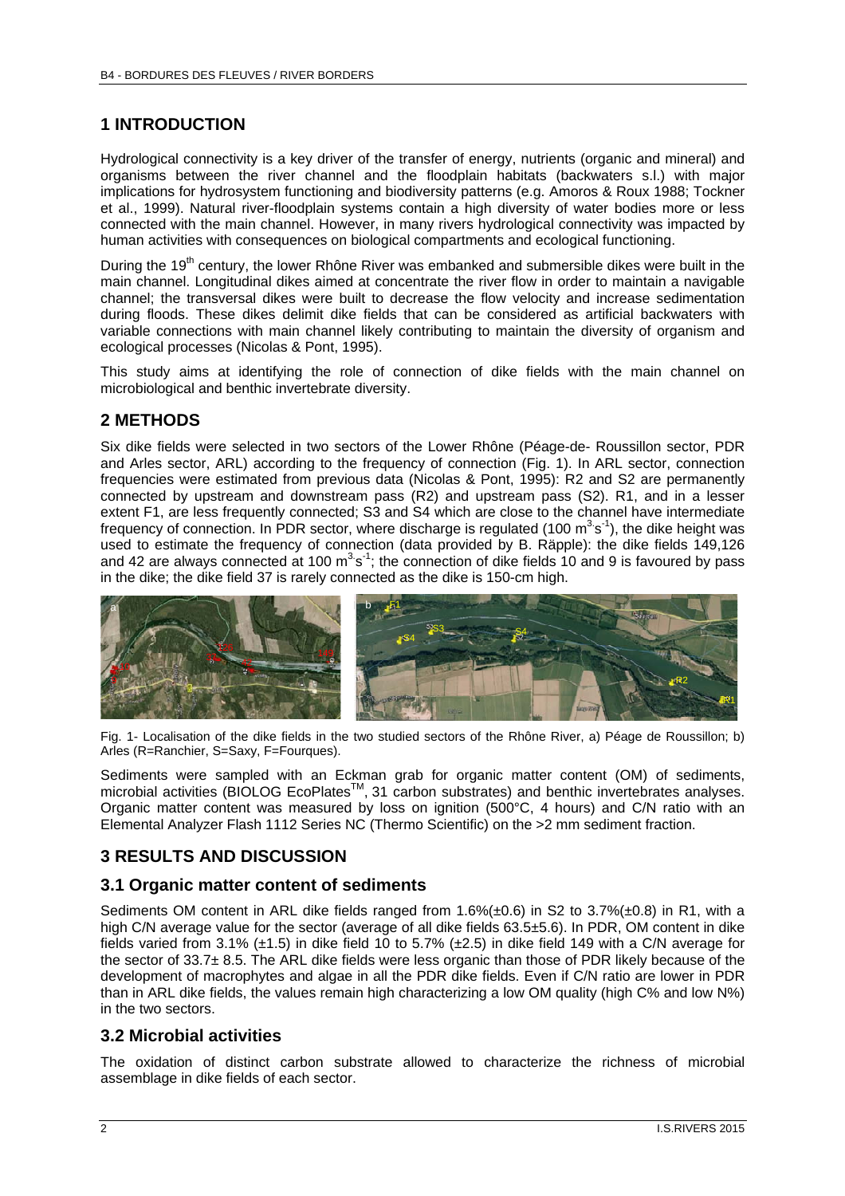## 1 INTRODUCTION

Hydrological connectivity is a key driver of the transfer of energy, nutrients (organic and mineral) and organisms between the river channel and the floodplain habitats (backwaters s.l.) with major implications for hydrosystem functioning and biodiversity patterns (e.g. Amoros & Roux 1988; Tockner et al., 1999). Natural river-floodplain systems contain a high diversity of water bodies more or less connected with the main channel. However, in many rivers hydrological connectivity was impacted by human activities with consequences on biological compartments and ecological functioning.

During the 19th century, the lower Rhône River was embanked and submersible dikes were built in the main channel. Longitudinal dikes aimed at concentrate the river flow in order to maintain a navigable channel; the transversal dikes were built to decrease the flow velocity and increase sedimentation during floods. These dikes delimit dike fields that can be considered as artificial backwaters with variable connections with main channel likely contributing to maintain the diversity of organism and ecological processes (Nicolas & Pont, 1995).

This study aims at identifying the role of connection of dike fields with the main channel on microbiological and benthic invertebrate diversity.

## 2 METHODS

Six dike fields were selected in two sectors of the Lower Rhône (Péage-de- Roussillon sector, PDR and Arles sector, ARL) according to the frequency of connection (Fig. 1). In ARL sector, connection frequencies were estimated from previous data (Nicolas & Pont, 1995): R2 and S2 are permanently connected by upstream and downstream pass (R2) and upstream pass (S2). R1, and in a lesser extent F1, are less frequently connected; S3 and S4 which are close to the channel have intermediate frequency of connection. In PDR sector, where discharge is regulated (100 $m^3 s^{-1}$), the dike height was used to estimate the frequency of connection (data provided by B. Räpple): the dike fields 149,126 and 42 are always connected at 100 $m^3 s^{-1}$; the connection of dike fields 10 and 9 is favoured by pass in the dike; the dike field 37 is rarely connected as the dike is 150-cm high.

Fig. 1- Localisation of the dike fields in the two studied sectors of the Rhône River, a) Péage de Roussillon; b) Arles (R=Ranchier, S=Saxy, F=Fourques).

Sediments were sampled with an Eckman grab for organic matter content (OM) of sediments, microbial activities (BIOLOG EcoPlates™, 31 carbon substrates) and benthic invertebrates analyses. Organic matter content was measured by loss on ignition (500°C, 4 hours) and C/N ratio with an Elemental Analyzer Flash 1112 Series NC (Thermo Scientific) on the >2 mm sediment fraction.

## 3 RESULTS AND DISCUSSION

### 3.1 Organic matter content of sediments

Sediments OM content in ARL dike fields ranged from 1.6%(±0.6) in S2 to 3.7%(±0.8) in R1, with a high C/N average value for the sector (average of all dike fields 63.5±5.6). In PDR, OM content in dike fields varied from 3.1% (±1.5) in dike field 10 to 5.7% (±2.5) in dike field 149 with a C/N average for the sector of 33.7± 8.5. The ARL dike fields were less organic than those of PDR likely because of the development of macrophytes and algae in all the PDR dike fields. Even if C/N ratio are lower in PDR than in ARL dike fields, the values remain high characterizing a low OM quality (high C% and low N%) in the two sectors.

### 3.2 Microbial activities

The oxidation of distinct carbon substrate allowed to characterize the richness of microbial assemblage in dike fields of each sector.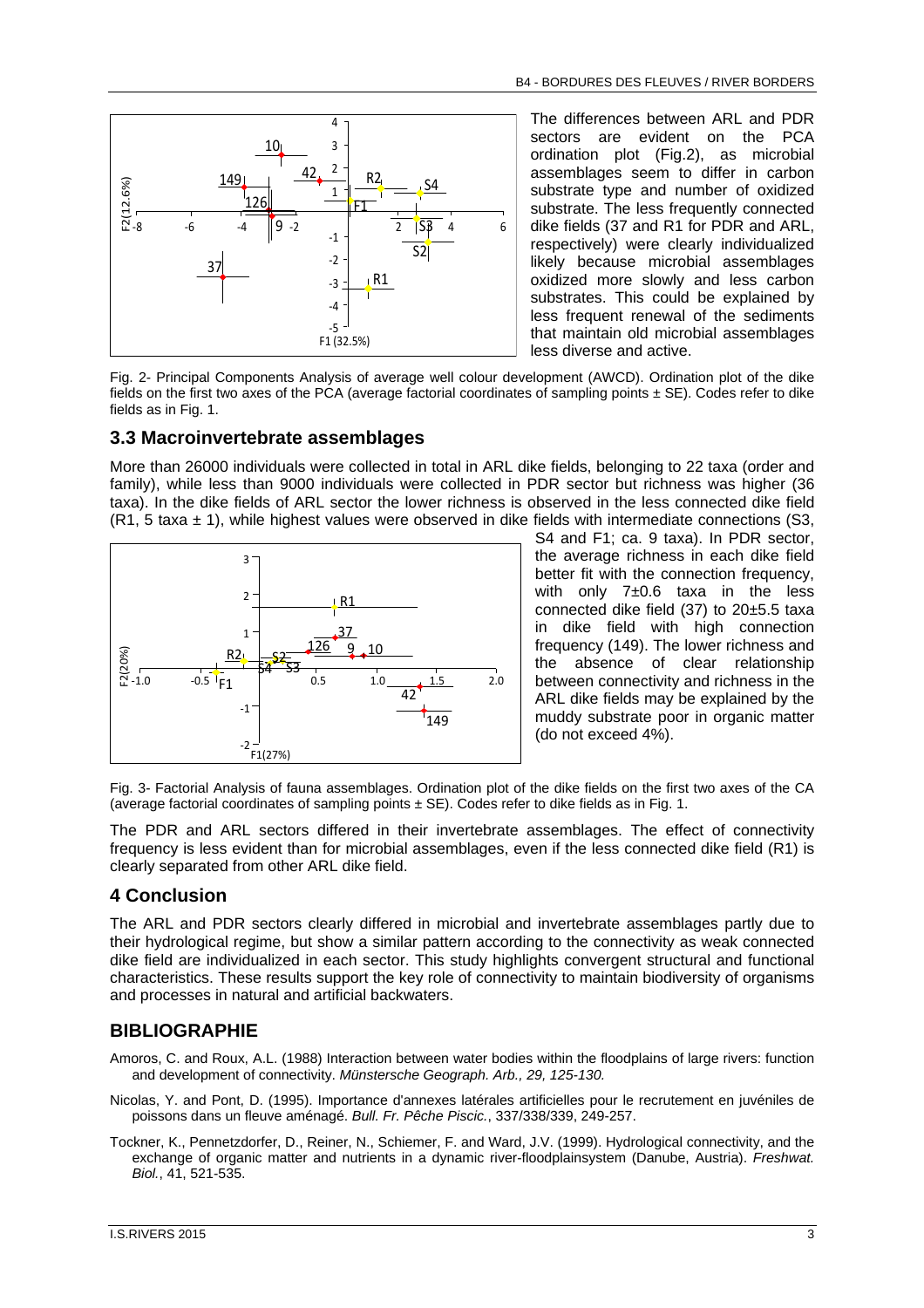The differences between ARL and PDR sectors are evident on the PCA ordination plot (Fig.2), as microbial assemblages seem to differ in carbon substrate type and number of oxidized substrate. The less frequently connected dike fields (37 and R1 for PDR and ARL, respectively) were clearly individualized likely because microbial assemblages oxidized more slowly and less carbon substrates. This could be explained by less frequent renewal of the sediments that maintain old microbial assemblages less diverse and active.

F2(12.6%)
F1 (32.5%)
10
42
149
126
9
R2
S4
F1
S3
S2
37
R1

Fig. 2- Principal Components Analysis of average well colour development (AWCD). Ordination plot of the dike fields on the first two axes of the PCA (average factorial coordinates of sampling points ± SE). Codes refer to dike fields as in Fig. 1.

## 3.3 Macroinvertebrate assemblages

More than 26000 individuals were collected in total in ARL dike fields, belonging to 22 taxa (order and family), while less than 9000 individuals were collected in PDR sector but richness was higher (36 taxa). In the dike fields of ARL sector the lower richness is observed in the less connected dike field (R1, 5 taxa ± 1), while highest values were observed in dike fields with intermediate connections (S3, S4 and F1; ca. 9 taxa). In PDR sector, the average richness in each dike field better fit with the connection frequency, with only 7±0.6 taxa in the less connected dike field (37) to 20±5.5 taxa in dike field with high connection frequency (149). The lower richness and the absence of clear relationship between connectivity and richness in the ARL dike fields may be explained by the muddy substrate poor in organic matter (do not exceed 4%).

F2(20%)
F1(27%)
R1
37
126
9
10
R2
S2
S4
S3
F1
42
149

Fig. 3- Factorial Analysis of fauna assemblages. Ordination plot of the dike fields on the first two axes of the CA (average factorial coordinates of sampling points ± SE). Codes refer to dike fields as in Fig. 1.

The PDR and ARL sectors differed in their invertebrate assemblages. The effect of connectivity frequency is less evident than for microbial assemblages, even if the less connected dike field (R1) is clearly separated from other ARL dike field.

## 4 Conclusion

The ARL and PDR sectors clearly differed in microbial and invertebrate assemblages partly due to their hydrological regime, but show a similar pattern according to the connectivity as weak connected dike field are individualized in each sector. This study highlights convergent structural and functional characteristics. These results support the key role of connectivity to maintain biodiversity of organisms and processes in natural and artificial backwaters.

## BIBLIOGRAPHIE

Amoros, C. and Roux, A.L. (1988) Interaction between water bodies within the floodplains of large rivers: function and development of connectivity. *Münstersche Geograph. Arb., 29, 125-130.*

Nicolas, Y. and Pont, D. (1995). Importance d'annexes latérales artificielles pour le recrutement en juvéniles de poissons dans un fleuve aménagé. *Bull. Fr. Pêche Piscic.*, 337/338/339, 249-257.

Tockner, K., Pennetzdorfer, D., Reiner, N., Schiemer, F. and Ward, J.V. (1999). Hydrological connectivity, and the exchange of organic matter and nutrients in a dynamic river-floodplainsystem (Danube, Austria). *Freshwat. Biol.*, 41, 521-535.